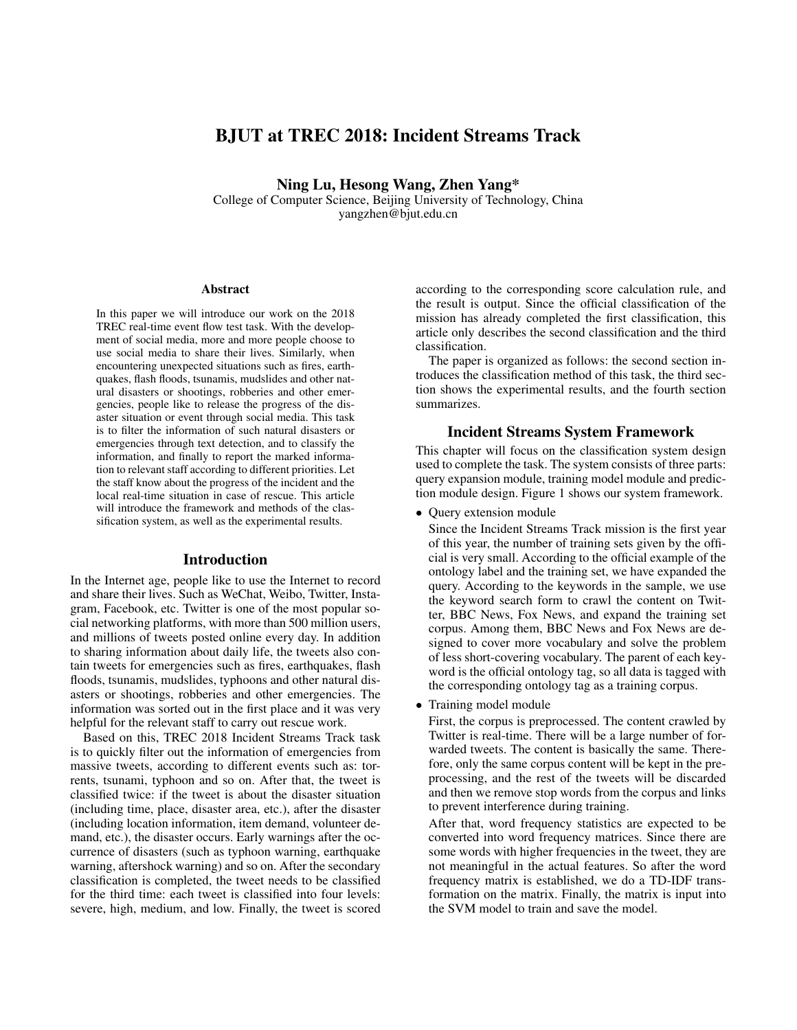# BJUT at TREC 2018: Incident Streams Track

**Ning Lu, Hesong Wang, Zhen Yang***

College of Computer Science, Beijing University of Technology, China
yangzhen@bjut.edu.cn

### Abstract

In this paper we will introduce our work on the 2018 TREC real-time event flow test task. With the development of social media, more and more people choose to use social media to share their lives. Similarly, when encountering unexpected situations such as fires, earthquakes, flash floods, tsunamis, mudslides and other natural disasters or shootings, robberies and other emergencies, people like to release the progress of the disaster situation or event through social media. This task is to filter the information of such natural disasters or emergencies through text detection, and to classify the information, and finally to report the marked information to relevant staff according to different priorities. Let the staff know about the progress of the incident and the local real-time situation in case of rescue. This article will introduce the framework and methods of the classification system, as well as the experimental results.

## Introduction

In the Internet age, people like to use the Internet to record and share their lives. Such as WeChat, Weibo, Twitter, Instagram, Facebook, etc. Twitter is one of the most popular social networking platforms, with more than 500 million users, and millions of tweets posted online every day. In addition to sharing information about daily life, the tweets also contain tweets for emergencies such as fires, earthquakes, flash floods, tsunamis, mudslides, typhoons and other natural disasters or shootings, robberies and other emergencies. The information was sorted out in the first place and it was very helpful for the relevant staff to carry out rescue work.

Based on this, TREC 2018 Incident Streams Track task is to quickly filter out the information of emergencies from massive tweets, according to different events such as: torrents, tsunami, typhoon and so on. After that, the tweet is classified twice: if the tweet is about the disaster situation (including time, place, disaster area, etc.), after the disaster (including location information, item demand, volunteer demand, etc.), the disaster occurs. Early warnings after the occurrence of disasters (such as typhoon warning, earthquake warning, aftershock warning) and so on. After the secondary classification is completed, the tweet needs to be classified for the third time: each tweet is classified into four levels: severe, high, medium, and low. Finally, the tweet is scored according to the corresponding score calculation rule, and the result is output. Since the official classification of the mission has already completed the first classification, this article only describes the second classification and the third classification.

The paper is organized as follows: the second section introduces the classification method of this task, the third section shows the experimental results, and the fourth section summarizes.

## Incident Streams System Framework

This chapter will focus on the classification system design used to complete the task. The system consists of three parts: query expansion module, training model module and prediction module design. Figure 1 shows our system framework.

- Query extension module

  Since the Incident Streams Track mission is the first year of this year, the number of training sets given by the official is very small. According to the official example of the ontology label and the training set, we have expanded the query. According to the keywords in the sample, we use the keyword search form to crawl the content on Twitter, BBC News, Fox News, and expand the training set corpus. Among them, BBC News and Fox News are designed to cover more vocabulary and solve the problem of less short-covering vocabulary. The parent of each keyword is the official ontology tag, so all data is tagged with the corresponding ontology tag as a training corpus.

- Training model module

  First, the corpus is preprocessed. The content crawled by Twitter is real-time. There will be a large number of forwarded tweets. The content is basically the same. Therefore, only the same corpus content will be kept in the preprocessing, and the rest of the tweets will be discarded and then we remove stop words from the corpus and links to prevent interference during training.

  After that, word frequency statistics are expected to be converted into word frequency matrices. Since there are some words with higher frequencies in the tweet, they are not meaningful in the actual features. So after the word frequency matrix is established, we do a TD-IDF transformation on the matrix. Finally, the matrix is input into the SVM model to train and save the model.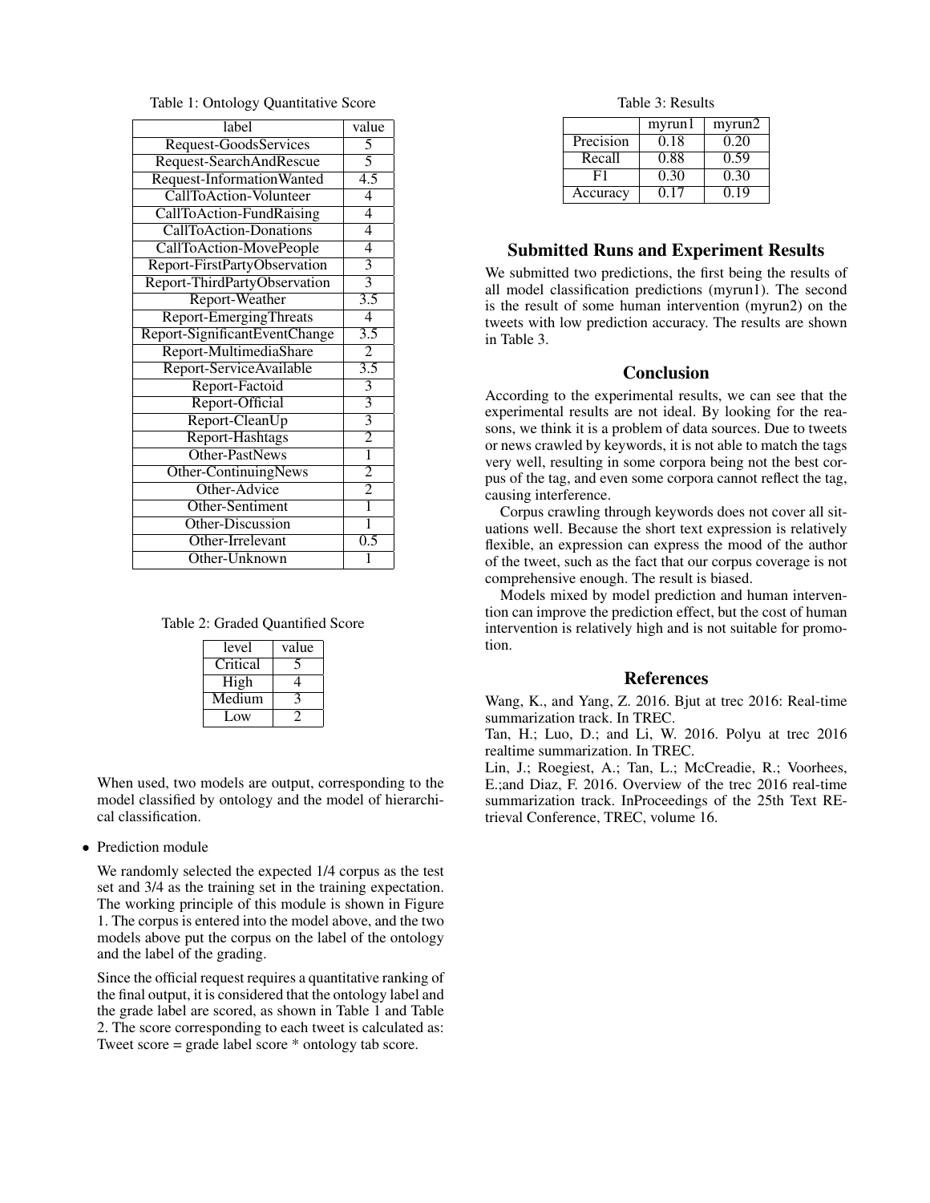Table 1: Ontology Quantitative Score

| label | value |
|---|---|
| Request-GoodsServices | 5 |
| Request-SearchAndRescue | 5 |
| Request-InformationWanted | 4.5 |
| CallToAction-Volunteer | 4 |
| CallToAction-FundRaising | 4 |
| CallToAction-Donations | 4 |
| CallToAction-MovePeople | 4 |
| Report-FirstPartyObservation | 3 |
| Report-ThirdPartyObservation | 3 |
| Report-Weather | 3.5 |
| Report-EmergingThreats | 4 |
| Report-SignificantEventChange | 3.5 |
| Report-MultimediaShare | 2 |
| Report-ServiceAvailable | 3.5 |
| Report-Factoid | 3 |
| Report-Official | 3 |
| Report-CleanUp | 3 |
| Report-Hashtags | 2 |
| Other-PastNews | 1 |
| Other-ContinuingNews | 2 |
| Other-Advice | 2 |
| Other-Sentiment | 1 |
| Other-Discussion | 1 |
| Other-Irrelevant | 0.5 |
| Other-Unknown | 1 |

Table 2: Graded Quantified Score

| level | value |
|---|---|
| Critical | 5 |
| High | 4 |
| Medium | 3 |
| Low | 2 |

When used, two models are output, corresponding to the model classified by ontology and the model of hierarchical classification.

- Prediction module

  We randomly selected the expected 1/4 corpus as the test set and 3/4 as the training set in the training expectation. The working principle of this module is shown in Figure 1. The corpus is entered into the model above, and the two models above put the corpus on the label of the ontology and the label of the grading.

  Since the official request requires a quantitative ranking of the final output, it is considered that the ontology label and the grade label are scored, as shown in Table 1 and Table 2. The score corresponding to each tweet is calculated as: Tweet score = grade label score * ontology tab score.

Table 3: Results

| | myrun1 | myrun2 |
|---|---|---|
| Precision | 0.18 | 0.20 |
| Recall | 0.88 | 0.59 |
| F1 | 0.30 | 0.30 |
| Accuracy | 0.17 | 0.19 |

## Submitted Runs and Experiment Results

We submitted two predictions, the first being the results of all model classification predictions (myrun1). The second is the result of some human intervention (myrun2) on the tweets with low prediction accuracy. The results are shown in Table 3.

## Conclusion

According to the experimental results, we can see that the experimental results are not ideal. By looking for the reasons, we think it is a problem of data sources. Due to tweets or news crawled by keywords, it is not able to match the tags very well, resulting in some corpora being not the best corpus of the tag, and even some corpora cannot reflect the tag, causing interference.

Corpus crawling through keywords does not cover all situations well. Because the short text expression is relatively flexible, an expression can express the mood of the author of the tweet, such as the fact that our corpus coverage is not comprehensive enough. The result is biased.

Models mixed by model prediction and human intervention can improve the prediction effect, but the cost of human intervention is relatively high and is not suitable for promotion.

## References

Wang, K., and Yang, Z. 2016. Bjut at trec 2016: Real-time summarization track. In TREC.

Tan, H.; Luo, D.; and Li, W. 2016. Polyu at trec 2016 realtime summarization. In TREC.

Lin, J.; Roegiest, A.; Tan, L.; McCreadie, R.; Voorhees, E.;and Diaz, F. 2016. Overview of the trec 2016 real-time summarization track. InProceedings of the 25th Text REtrieval Conference, TREC, volume 16.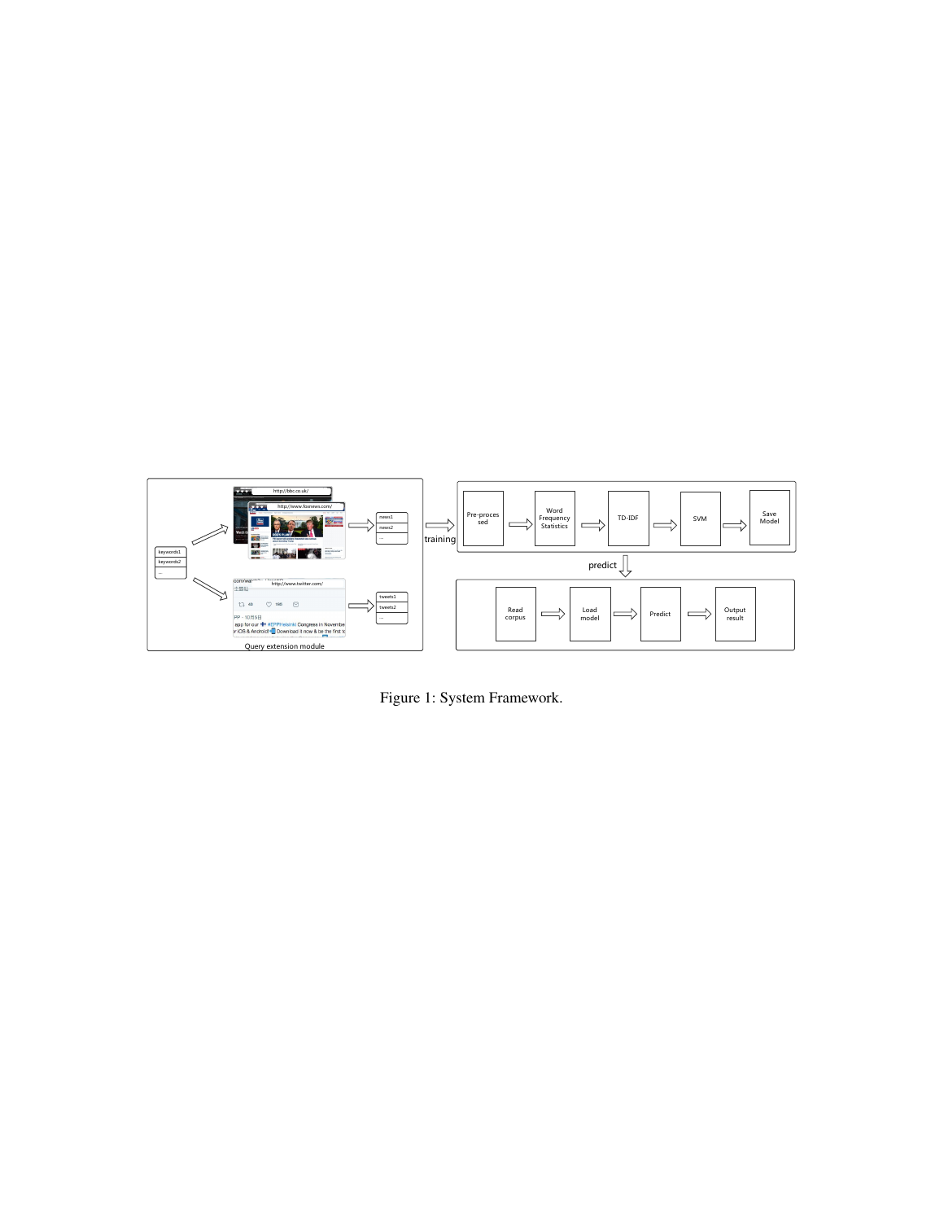http://bbc.co.uk/

http://www.foxnews.com/

http://www.twitter.com/

keywords1

keywords2

...

news1

news2

...

tweets1

tweets2

...

Query extension module

training

Pre-processed

Word Frequency Statistics

TD-IDF

SVM

Save Model

predict

Read corpus

Load model

Predict

Output result

Figure 1: System Framework.